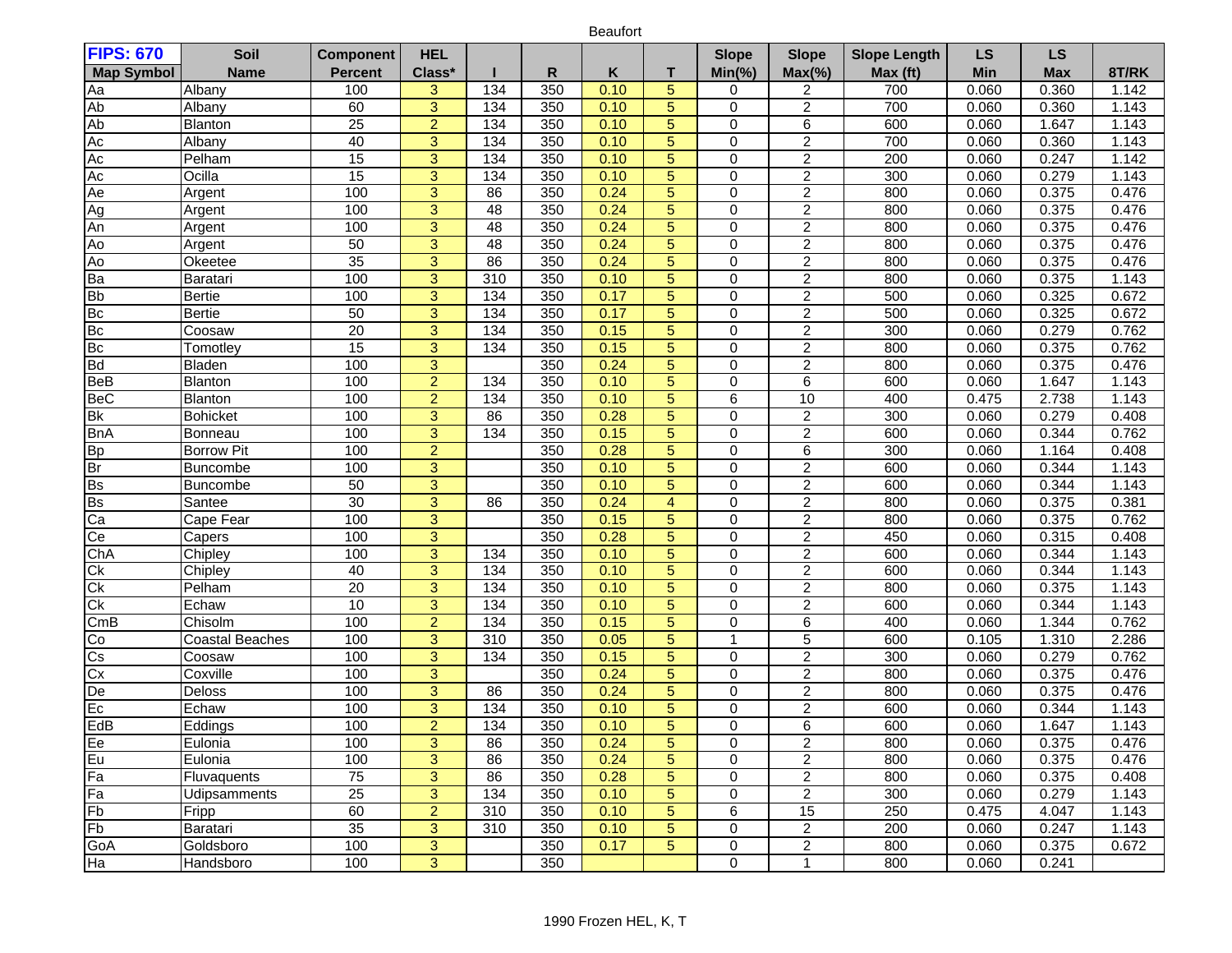Beaufort

| FIPS: 670 Map Symbol | Soil Name | Component Percent | HEL Class* | I | R | K | T | Slope Min(%) | Slope Max(%) | Slope Length Max (ft) | LS Min | LS Max | 8T/RK |
|---|---|---|---|---|---|---|---|---|---|---|---|---|---|
| Aa | Albany | 100 | 3 | 134 | 350 | 0.10 | 5 | 0 | 2 | 700 | 0.060 | 0.360 | 1.142 |
| Ab | Albany | 60 | 3 | 134 | 350 | 0.10 | 5 | 0 | 2 | 700 | 0.060 | 0.360 | 1.143 |
| Ab | Blanton | 25 | 2 | 134 | 350 | 0.10 | 5 | 0 | 6 | 600 | 0.060 | 1.647 | 1.143 |
| Ac | Albany | 40 | 3 | 134 | 350 | 0.10 | 5 | 0 | 2 | 700 | 0.060 | 0.360 | 1.143 |
| Ac | Pelham | 15 | 3 | 134 | 350 | 0.10 | 5 | 0 | 2 | 200 | 0.060 | 0.247 | 1.142 |
| Ac | Ocilla | 15 | 3 | 134 | 350 | 0.10 | 5 | 0 | 2 | 300 | 0.060 | 0.279 | 1.143 |
| Ae | Argent | 100 | 3 | 86 | 350 | 0.24 | 5 | 0 | 2 | 800 | 0.060 | 0.375 | 0.476 |
| Ag | Argent | 100 | 3 | 48 | 350 | 0.24 | 5 | 0 | 2 | 800 | 0.060 | 0.375 | 0.476 |
| An | Argent | 100 | 3 | 48 | 350 | 0.24 | 5 | 0 | 2 | 800 | 0.060 | 0.375 | 0.476 |
| Ao | Argent | 50 | 3 | 48 | 350 | 0.24 | 5 | 0 | 2 | 800 | 0.060 | 0.375 | 0.476 |
| Ao | Okeetee | 35 | 3 | 86 | 350 | 0.24 | 5 | 0 | 2 | 800 | 0.060 | 0.375 | 0.476 |
| Ba | Baratari | 100 | 3 | 310 | 350 | 0.10 | 5 | 0 | 2 | 800 | 0.060 | 0.375 | 1.143 |
| Bb | Bertie | 100 | 3 | 134 | 350 | 0.17 | 5 | 0 | 2 | 500 | 0.060 | 0.325 | 0.672 |
| Bc | Bertie | 50 | 3 | 134 | 350 | 0.17 | 5 | 0 | 2 | 500 | 0.060 | 0.325 | 0.672 |
| Bc | Coosaw | 20 | 3 | 134 | 350 | 0.15 | 5 | 0 | 2 | 300 | 0.060 | 0.279 | 0.762 |
| Bc | Tomotley | 15 | 3 | 134 | 350 | 0.15 | 5 | 0 | 2 | 800 | 0.060 | 0.375 | 0.762 |
| Bd | Bladen | 100 | 3 | | 350 | 0.24 | 5 | 0 | 2 | 800 | 0.060 | 0.375 | 0.476 |
| BeB | Blanton | 100 | 2 | 134 | 350 | 0.10 | 5 | 0 | 6 | 600 | 0.060 | 1.647 | 1.143 |
| BeC | Blanton | 100 | 2 | 134 | 350 | 0.10 | 5 | 6 | 10 | 400 | 0.475 | 2.738 | 1.143 |
| Bk | Bohicket | 100 | 3 | 86 | 350 | 0.28 | 5 | 0 | 2 | 300 | 0.060 | 0.279 | 0.408 |
| BnA | Bonneau | 100 | 3 | 134 | 350 | 0.15 | 5 | 0 | 2 | 600 | 0.060 | 0.344 | 0.762 |
| Bp | Borrow Pit | 100 | 2 | | 350 | 0.28 | 5 | 0 | 6 | 300 | 0.060 | 1.164 | 0.408 |
| Br | Buncombe | 100 | 3 | | 350 | 0.10 | 5 | 0 | 2 | 600 | 0.060 | 0.344 | 1.143 |
| Bs | Buncombe | 50 | 3 | | 350 | 0.10 | 5 | 0 | 2 | 600 | 0.060 | 0.344 | 1.143 |
| Bs | Santee | 30 | 3 | 86 | 350 | 0.24 | 4 | 0 | 2 | 800 | 0.060 | 0.375 | 0.381 |
| Ca | Cape Fear | 100 | 3 | | 350 | 0.15 | 5 | 0 | 2 | 800 | 0.060 | 0.375 | 0.762 |
| Ce | Capers | 100 | 3 | | 350 | 0.28 | 5 | 0 | 2 | 450 | 0.060 | 0.315 | 0.408 |
| ChA | Chipley | 100 | 3 | 134 | 350 | 0.10 | 5 | 0 | 2 | 600 | 0.060 | 0.344 | 1.143 |
| Ck | Chipley | 40 | 3 | 134 | 350 | 0.10 | 5 | 0 | 2 | 600 | 0.060 | 0.344 | 1.143 |
| Ck | Pelham | 20 | 3 | 134 | 350 | 0.10 | 5 | 0 | 2 | 800 | 0.060 | 0.375 | 1.143 |
| Ck | Echaw | 10 | 3 | 134 | 350 | 0.10 | 5 | 0 | 2 | 600 | 0.060 | 0.344 | 1.143 |
| CmB | Chisolm | 100 | 2 | 134 | 350 | 0.15 | 5 | 0 | 6 | 400 | 0.060 | 1.344 | 0.762 |
| Co | Coastal Beaches | 100 | 3 | 310 | 350 | 0.05 | 5 | 1 | 5 | 600 | 0.105 | 1.310 | 2.286 |
| Cs | Coosaw | 100 | 3 | 134 | 350 | 0.15 | 5 | 0 | 2 | 300 | 0.060 | 0.279 | 0.762 |
| Cx | Coxville | 100 | 3 | | 350 | 0.24 | 5 | 0 | 2 | 800 | 0.060 | 0.375 | 0.476 |
| De | Deloss | 100 | 3 | 86 | 350 | 0.24 | 5 | 0 | 2 | 800 | 0.060 | 0.375 | 0.476 |
| Ec | Echaw | 100 | 3 | 134 | 350 | 0.10 | 5 | 0 | 2 | 600 | 0.060 | 0.344 | 1.143 |
| EdB | Eddings | 100 | 2 | 134 | 350 | 0.10 | 5 | 0 | 6 | 600 | 0.060 | 1.647 | 1.143 |
| Ee | Eulonia | 100 | 3 | 86 | 350 | 0.24 | 5 | 0 | 2 | 800 | 0.060 | 0.375 | 0.476 |
| Eu | Eulonia | 100 | 3 | 86 | 350 | 0.24 | 5 | 0 | 2 | 800 | 0.060 | 0.375 | 0.476 |
| Fa | Fluvaquents | 75 | 3 | 86 | 350 | 0.28 | 5 | 0 | 2 | 800 | 0.060 | 0.375 | 0.408 |
| Fa | Udipsamments | 25 | 3 | 134 | 350 | 0.10 | 5 | 0 | 2 | 300 | 0.060 | 0.279 | 1.143 |
| Fb | Fripp | 60 | 2 | 310 | 350 | 0.10 | 5 | 6 | 15 | 250 | 0.475 | 4.047 | 1.143 |
| Fb | Baratari | 35 | 3 | 310 | 350 | 0.10 | 5 | 0 | 2 | 200 | 0.060 | 0.247 | 1.143 |
| GoA | Goldsboro | 100 | 3 | | 350 | 0.17 | 5 | 0 | 2 | 800 | 0.060 | 0.375 | 0.672 |
| Ha | Handsboro | 100 | 3 | | 350 | | | 0 | 1 | 800 | 0.060 | 0.241 | |

1990 Frozen HEL, K, T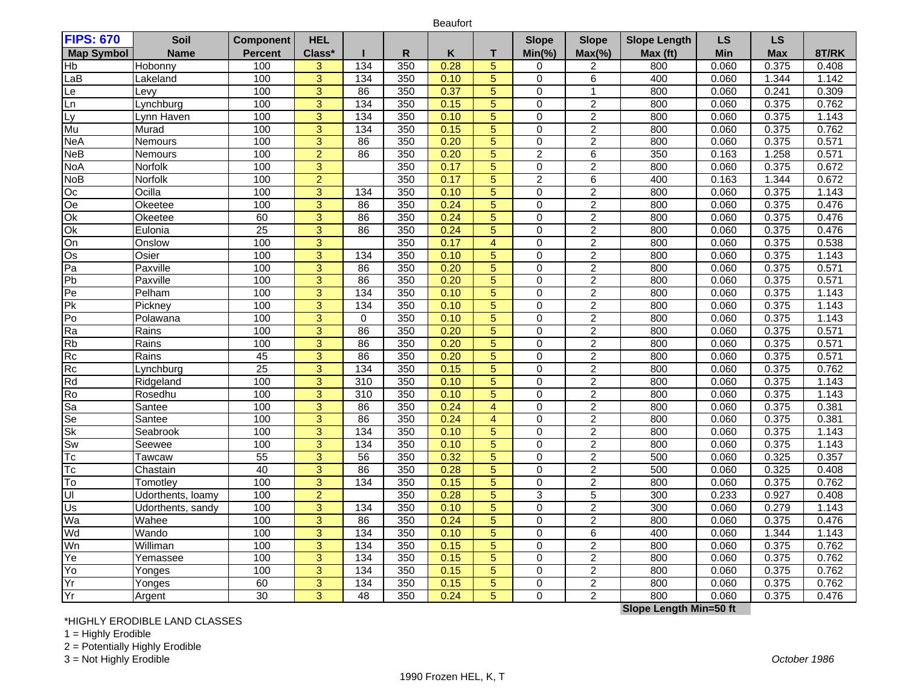Beaufort

| FIPS: 670 Map Symbol | Soil Name | Component Percent | HEL Class* | I | R | K | T | Slope Min(%) | Slope Max(%) | Slope Length Max (ft) | LS Min | LS Max | 8T/RK |
|---|---|---|---|---|---|---|---|---|---|---|---|---|---|
| Hb | Hobonny | 100 | 3 | 134 | 350 | 0.28 | 5 | 0 | 2 | 800 | 0.060 | 0.375 | 0.408 |
| LaB | Lakeland | 100 | 3 | 134 | 350 | 0.10 | 5 | 0 | 6 | 400 | 0.060 | 1.344 | 1.142 |
| Le | Levy | 100 | 3 | 86 | 350 | 0.37 | 5 | 0 | 1 | 800 | 0.060 | 0.241 | 0.309 |
| Ln | Lynchburg | 100 | 3 | 134 | 350 | 0.15 | 5 | 0 | 2 | 800 | 0.060 | 0.375 | 0.762 |
| Ly | Lynn Haven | 100 | 3 | 134 | 350 | 0.10 | 5 | 0 | 2 | 800 | 0.060 | 0.375 | 1.143 |
| Mu | Murad | 100 | 3 | 134 | 350 | 0.15 | 5 | 0 | 2 | 800 | 0.060 | 0.375 | 0.762 |
| NeA | Nemours | 100 | 3 | 86 | 350 | 0.20 | 5 | 0 | 2 | 800 | 0.060 | 0.375 | 0.571 |
| NeB | Nemours | 100 | 2 | 86 | 350 | 0.20 | 5 | 2 | 6 | 350 | 0.163 | 1.258 | 0.571 |
| NoA | Norfolk | 100 | 3 | | 350 | 0.17 | 5 | 0 | 2 | 800 | 0.060 | 0.375 | 0.672 |
| NoB | Norfolk | 100 | 2 | | 350 | 0.17 | 5 | 2 | 6 | 400 | 0.163 | 1.344 | 0.672 |
| Oc | Ocilla | 100 | 3 | 134 | 350 | 0.10 | 5 | 0 | 2 | 800 | 0.060 | 0.375 | 1.143 |
| Oe | Okeetee | 100 | 3 | 86 | 350 | 0.24 | 5 | 0 | 2 | 800 | 0.060 | 0.375 | 0.476 |
| Ok | Okeetee | 60 | 3 | 86 | 350 | 0.24 | 5 | 0 | 2 | 800 | 0.060 | 0.375 | 0.476 |
| Ok | Eulonia | 25 | 3 | 86 | 350 | 0.24 | 5 | 0 | 2 | 800 | 0.060 | 0.375 | 0.476 |
| On | Onslow | 100 | 3 | | 350 | 0.17 | 4 | 0 | 2 | 800 | 0.060 | 0.375 | 0.538 |
| Os | Osier | 100 | 3 | 134 | 350 | 0.10 | 5 | 0 | 2 | 800 | 0.060 | 0.375 | 1.143 |
| Pa | Paxville | 100 | 3 | 86 | 350 | 0.20 | 5 | 0 | 2 | 800 | 0.060 | 0.375 | 0.571 |
| Pb | Paxville | 100 | 3 | 86 | 350 | 0.20 | 5 | 0 | 2 | 800 | 0.060 | 0.375 | 0.571 |
| Pe | Pelham | 100 | 3 | 134 | 350 | 0.10 | 5 | 0 | 2 | 800 | 0.060 | 0.375 | 1.143 |
| Pk | Pickney | 100 | 3 | 134 | 350 | 0.10 | 5 | 0 | 2 | 800 | 0.060 | 0.375 | 1.143 |
| Po | Polawana | 100 | 3 | 0 | 350 | 0.10 | 5 | 0 | 2 | 800 | 0.060 | 0.375 | 1.143 |
| Ra | Rains | 100 | 3 | 86 | 350 | 0.20 | 5 | 0 | 2 | 800 | 0.060 | 0.375 | 0.571 |
| Rb | Rains | 100 | 3 | 86 | 350 | 0.20 | 5 | 0 | 2 | 800 | 0.060 | 0.375 | 0.571 |
| Rc | Rains | 45 | 3 | 86 | 350 | 0.20 | 5 | 0 | 2 | 800 | 0.060 | 0.375 | 0.571 |
| Rc | Lynchburg | 25 | 3 | 134 | 350 | 0.15 | 5 | 0 | 2 | 800 | 0.060 | 0.375 | 0.762 |
| Rd | Ridgeland | 100 | 3 | 310 | 350 | 0.10 | 5 | 0 | 2 | 800 | 0.060 | 0.375 | 1.143 |
| Ro | Rosedhu | 100 | 3 | 310 | 350 | 0.10 | 5 | 0 | 2 | 800 | 0.060 | 0.375 | 1.143 |
| Sa | Santee | 100 | 3 | 86 | 350 | 0.24 | 4 | 0 | 2 | 800 | 0.060 | 0.375 | 0.381 |
| Se | Santee | 100 | 3 | 86 | 350 | 0.24 | 4 | 0 | 2 | 800 | 0.060 | 0.375 | 0.381 |
| Sk | Seabrook | 100 | 3 | 134 | 350 | 0.10 | 5 | 0 | 2 | 800 | 0.060 | 0.375 | 1.143 |
| Sw | Seewee | 100 | 3 | 134 | 350 | 0.10 | 5 | 0 | 2 | 800 | 0.060 | 0.375 | 1.143 |
| Tc | Tawcaw | 55 | 3 | 56 | 350 | 0.32 | 5 | 0 | 2 | 500 | 0.060 | 0.325 | 0.357 |
| Tc | Chastain | 40 | 3 | 86 | 350 | 0.28 | 5 | 0 | 2 | 500 | 0.060 | 0.325 | 0.408 |
| To | Tomotley | 100 | 3 | 134 | 350 | 0.15 | 5 | 0 | 2 | 800 | 0.060 | 0.375 | 0.762 |
| Ul | Udorthents, loamy | 100 | 2 | | 350 | 0.28 | 5 | 3 | 5 | 300 | 0.233 | 0.927 | 0.408 |
| Us | Udorthents, sandy | 100 | 3 | 134 | 350 | 0.10 | 5 | 0 | 2 | 300 | 0.060 | 0.279 | 1.143 |
| Wa | Wahee | 100 | 3 | 86 | 350 | 0.24 | 5 | 0 | 2 | 800 | 0.060 | 0.375 | 0.476 |
| Wd | Wando | 100 | 3 | 134 | 350 | 0.10 | 5 | 0 | 6 | 400 | 0.060 | 1.344 | 1.143 |
| Wn | Williman | 100 | 3 | 134 | 350 | 0.15 | 5 | 0 | 2 | 800 | 0.060 | 0.375 | 0.762 |
| Ye | Yemassee | 100 | 3 | 134 | 350 | 0.15 | 5 | 0 | 2 | 800 | 0.060 | 0.375 | 0.762 |
| Yo | Yonges | 100 | 3 | 134 | 350 | 0.15 | 5 | 0 | 2 | 800 | 0.060 | 0.375 | 0.762 |
| Yr | Yonges | 60 | 3 | 134 | 350 | 0.15 | 5 | 0 | 2 | 800 | 0.060 | 0.375 | 0.762 |
| Yr | Argent | 30 | 3 | 48 | 350 | 0.24 | 5 | 0 | 2 | 800 | 0.060 | 0.375 | 0.476 |

**Slope Length Min=50 ft**

*HIGHLY ERODIBLE LAND CLASSES

1 = Highly Erodible

2 = Potentially Highly Erodible

3 = Not Highly Erodible

*October 1986*

1990 Frozen HEL, K, T